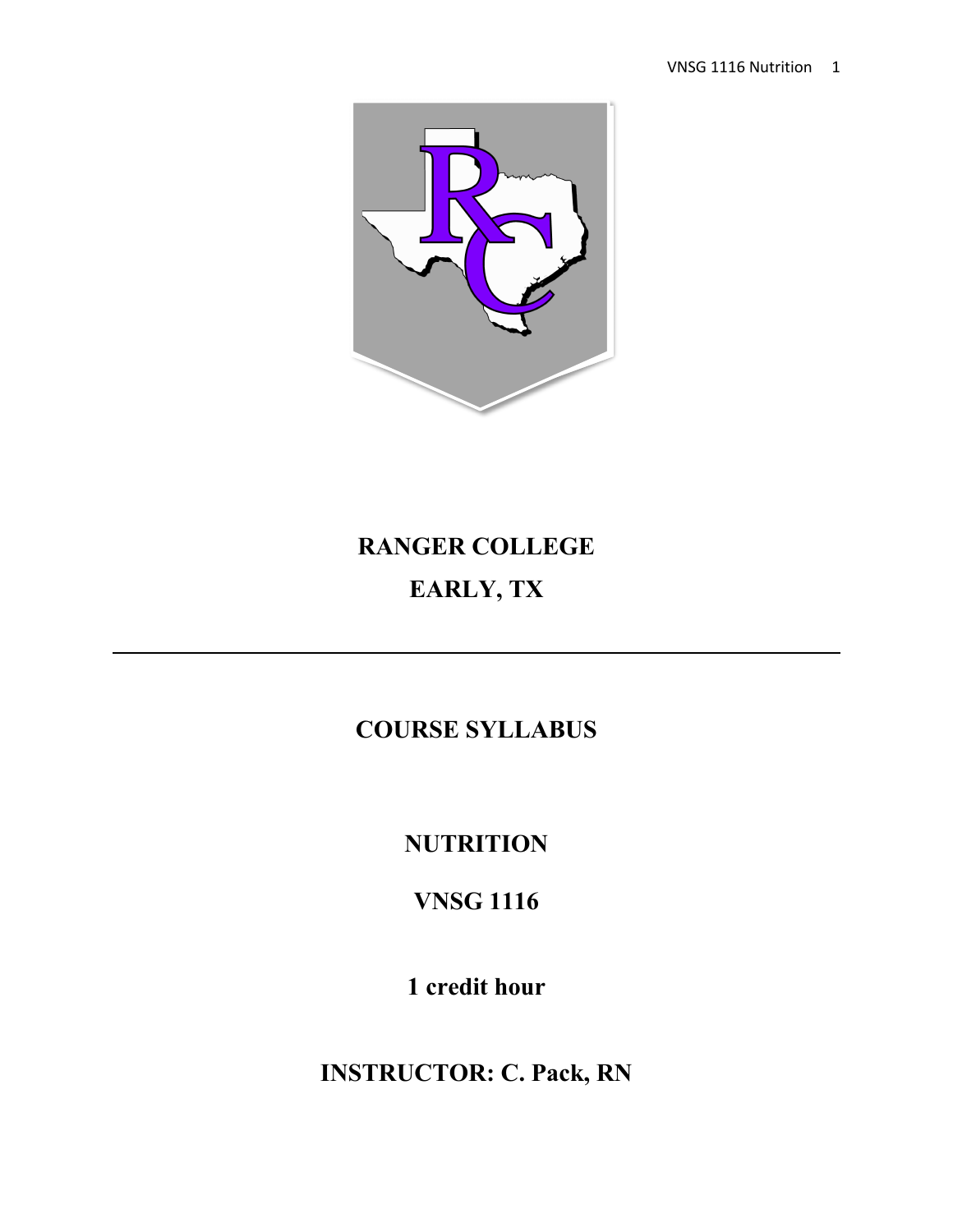# RANGER COLLEGE

## EARLY, TX

---

## COURSE SYLLABUS

## NUTRITION

## VNSG 1116

### 1 credit hour

## INSTRUCTOR: C. Pack, RN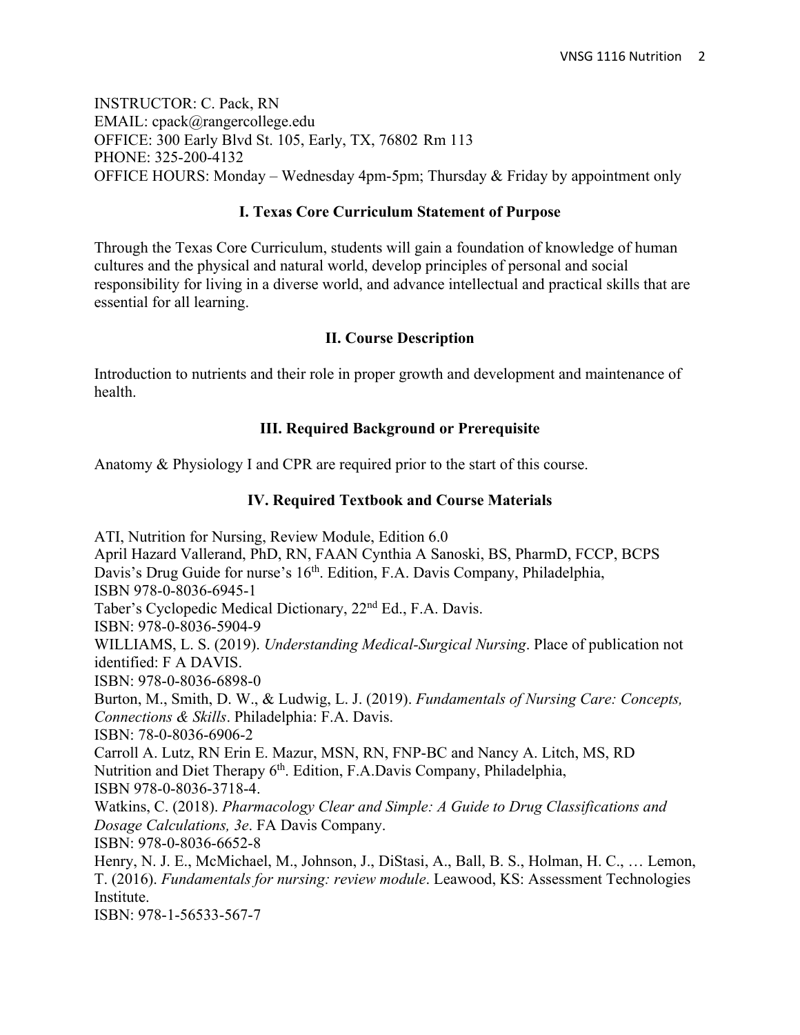INSTRUCTOR: C. Pack, RN
EMAIL: cpack@rangercollege.edu
OFFICE: 300 Early Blvd St. 105, Early, TX, 76802 Rm 113
PHONE: 325-200-4132
OFFICE HOURS: Monday – Wednesday 4pm-5pm; Thursday & Friday by appointment only

## I. Texas Core Curriculum Statement of Purpose

Through the Texas Core Curriculum, students will gain a foundation of knowledge of human cultures and the physical and natural world, develop principles of personal and social responsibility for living in a diverse world, and advance intellectual and practical skills that are essential for all learning.

## II. Course Description

Introduction to nutrients and their role in proper growth and development and maintenance of health.

## III. Required Background or Prerequisite

Anatomy & Physiology I and CPR are required prior to the start of this course.

## IV. Required Textbook and Course Materials

ATI, Nutrition for Nursing, Review Module, Edition 6.0
April Hazard Vallerand, PhD, RN, FAAN Cynthia A Sanoski, BS, PharmD, FCCP, BCPS
Davis's Drug Guide for nurse's 16th. Edition, F.A. Davis Company, Philadelphia,
ISBN 978-0-8036-6945-1
Taber's Cyclopedic Medical Dictionary, 22nd Ed., F.A. Davis.
ISBN: 978-0-8036-5904-9
WILLIAMS, L. S. (2019). *Understanding Medical-Surgical Nursing*. Place of publication not identified: F A DAVIS.
ISBN: 978-0-8036-6898-0
Burton, M., Smith, D. W., & Ludwig, L. J. (2019). *Fundamentals of Nursing Care: Concepts, Connections & Skills*. Philadelphia: F.A. Davis.
ISBN: 78-0-8036-6906-2
Carroll A. Lutz, RN Erin E. Mazur, MSN, RN, FNP-BC and Nancy A. Litch, MS, RD
Nutrition and Diet Therapy 6th. Edition, F.A.Davis Company, Philadelphia,
ISBN 978-0-8036-3718-4.
Watkins, C. (2018). *Pharmacology Clear and Simple: A Guide to Drug Classifications and Dosage Calculations, 3e*. FA Davis Company.
ISBN: 978-0-8036-6652-8
Henry, N. J. E., McMichael, M., Johnson, J., DiStasi, A., Ball, B. S., Holman, H. C., … Lemon, T. (2016). *Fundamentals for nursing: review module*. Leawood, KS: Assessment Technologies Institute.
ISBN: 978-1-56533-567-7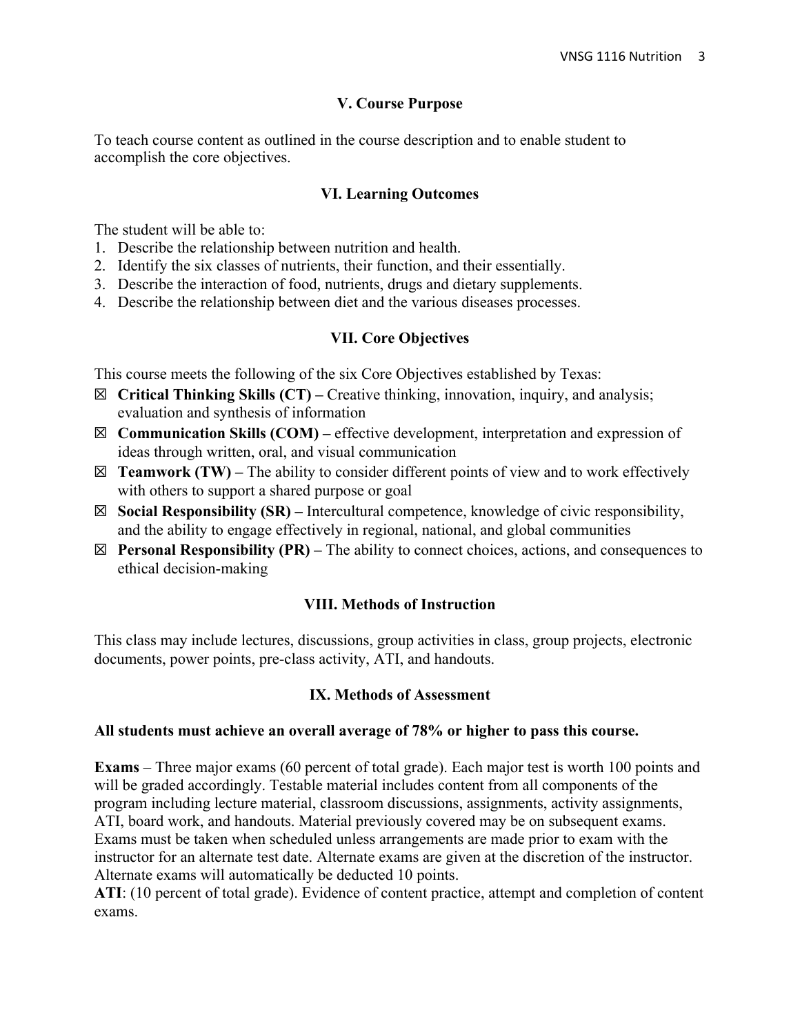## V. Course Purpose

To teach course content as outlined in the course description and to enable student to accomplish the core objectives.

## VI. Learning Outcomes

The student will be able to:

1. Describe the relationship between nutrition and health.
2. Identify the six classes of nutrients, their function, and their essentially.
3. Describe the interaction of food, nutrients, drugs and dietary supplements.
4. Describe the relationship between diet and the various diseases processes.

## VII. Core Objectives

This course meets the following of the six Core Objectives established by Texas:

- ☒ **Critical Thinking Skills (CT) –** Creative thinking, innovation, inquiry, and analysis; evaluation and synthesis of information
- ☒ **Communication Skills (COM) –** effective development, interpretation and expression of ideas through written, oral, and visual communication
- ☒ **Teamwork (TW) –** The ability to consider different points of view and to work effectively with others to support a shared purpose or goal
- ☒ **Social Responsibility (SR) –** Intercultural competence, knowledge of civic responsibility, and the ability to engage effectively in regional, national, and global communities
- ☒ **Personal Responsibility (PR) –** The ability to connect choices, actions, and consequences to ethical decision-making

## VIII. Methods of Instruction

This class may include lectures, discussions, group activities in class, group projects, electronic documents, power points, pre-class activity, ATI, and handouts.

## IX. Methods of Assessment

**All students must achieve an overall average of 78% or higher to pass this course.**

**Exams** – Three major exams (60 percent of total grade). Each major test is worth 100 points and will be graded accordingly. Testable material includes content from all components of the program including lecture material, classroom discussions, assignments, activity assignments, ATI, board work, and handouts. Material previously covered may be on subsequent exams. Exams must be taken when scheduled unless arrangements are made prior to exam with the instructor for an alternate test date. Alternate exams are given at the discretion of the instructor. Alternate exams will automatically be deducted 10 points.

**ATI**: (10 percent of total grade). Evidence of content practice, attempt and completion of content exams.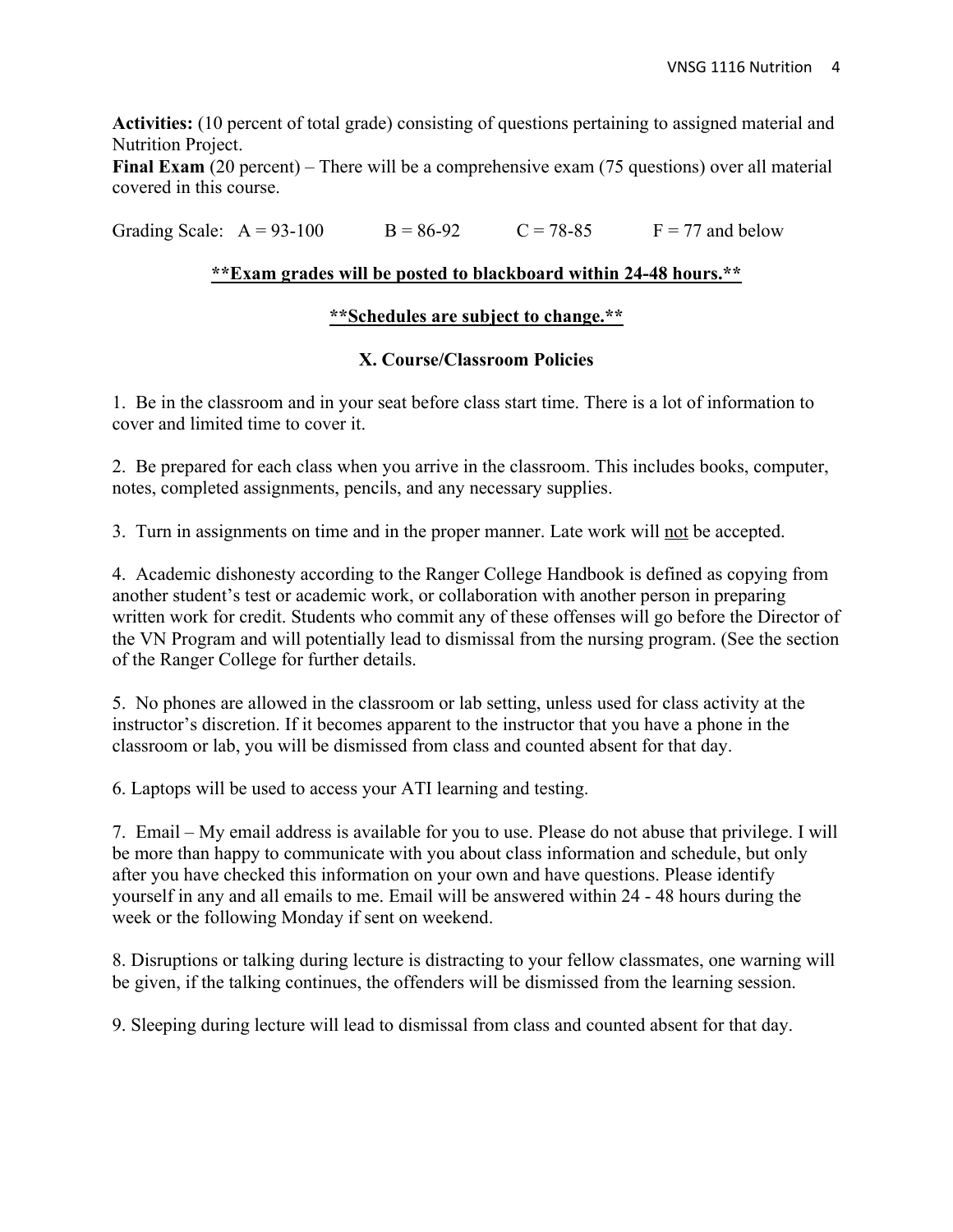**Activities:** (10 percent of total grade) consisting of questions pertaining to assigned material and Nutrition Project.

**Final Exam** (20 percent) – There will be a comprehensive exam (75 questions) over all material covered in this course.

Grading Scale: A = 93-100  B = 86-92  C = 78-85  F = 77 and below

<u>**\*\*Exam grades will be posted to blackboard within 24-48 hours.\*\***</u>

<u>**\*\*Schedules are subject to change.\*\***</u>

### X. Course/Classroom Policies

1. Be in the classroom and in your seat before class start time. There is a lot of information to cover and limited time to cover it.

2. Be prepared for each class when you arrive in the classroom. This includes books, computer, notes, completed assignments, pencils, and any necessary supplies.

3. Turn in assignments on time and in the proper manner. Late work will <u>not</u> be accepted.

4. Academic dishonesty according to the Ranger College Handbook is defined as copying from another student's test or academic work, or collaboration with another person in preparing written work for credit. Students who commit any of these offenses will go before the Director of the VN Program and will potentially lead to dismissal from the nursing program. (See the section of the Ranger College for further details.

5. No phones are allowed in the classroom or lab setting, unless used for class activity at the instructor's discretion. If it becomes apparent to the instructor that you have a phone in the classroom or lab, you will be dismissed from class and counted absent for that day.

6. Laptops will be used to access your ATI learning and testing.

7. Email – My email address is available for you to use. Please do not abuse that privilege. I will be more than happy to communicate with you about class information and schedule, but only after you have checked this information on your own and have questions. Please identify yourself in any and all emails to me. Email will be answered within 24 - 48 hours during the week or the following Monday if sent on weekend.

8. Disruptions or talking during lecture is distracting to your fellow classmates, one warning will be given, if the talking continues, the offenders will be dismissed from the learning session.

9. Sleeping during lecture will lead to dismissal from class and counted absent for that day.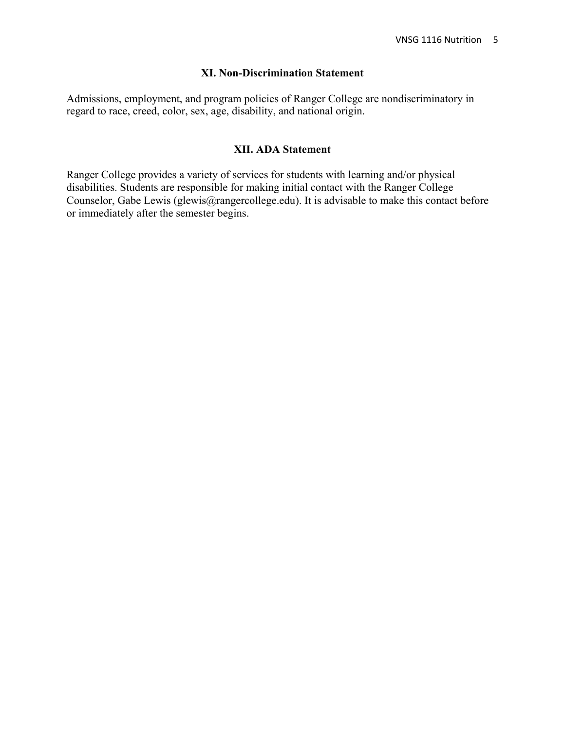## XI. Non-Discrimination Statement

Admissions, employment, and program policies of Ranger College are nondiscriminatory in regard to race, creed, color, sex, age, disability, and national origin.

## XII. ADA Statement

Ranger College provides a variety of services for students with learning and/or physical disabilities. Students are responsible for making initial contact with the Ranger College Counselor, Gabe Lewis (glewis@rangercollege.edu). It is advisable to make this contact before or immediately after the semester begins.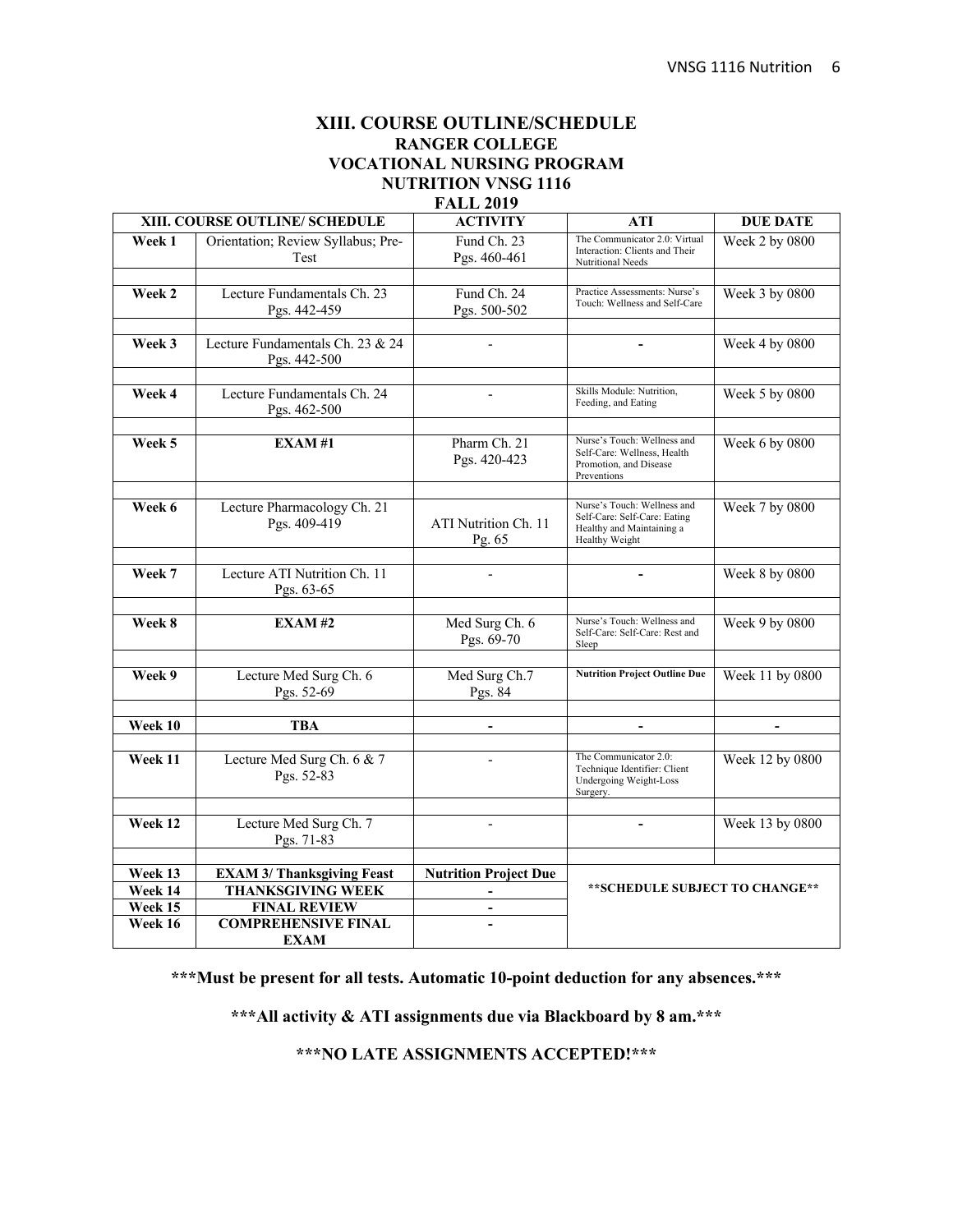# XIII. COURSE OUTLINE/SCHEDULE
## RANGER COLLEGE
## VOCATIONAL NURSING PROGRAM
## NUTRITION VNSG 1116
## FALL 2019

| XIII. COURSE OUTLINE/ SCHEDULE | | ACTIVITY | ATI | DUE DATE |
|---|---|---|---|---|
| **Week 1** | Orientation; Review Syllabus; Pre-Test | Fund Ch. 23 Pgs. 460-461 | The Communicator 2.0: Virtual Interaction: Clients and Their Nutritional Needs | Week 2 by 0800 |
| **Week 2** | Lecture Fundamentals Ch. 23 Pgs. 442-459 | Fund Ch. 24 Pgs. 500-502 | Practice Assessments: Nurse's Touch: Wellness and Self-Care | Week 3 by 0800 |
| **Week 3** | Lecture Fundamentals Ch. 23 & 24 Pgs. 442-500 | - | - | Week 4 by 0800 |
| **Week 4** | Lecture Fundamentals Ch. 24 Pgs. 462-500 | - | Skills Module: Nutrition, Feeding, and Eating | Week 5 by 0800 |
| **Week 5** | **EXAM #1** | Pharm Ch. 21 Pgs. 420-423 | Nurse's Touch: Wellness and Self-Care: Wellness, Health Promotion, and Disease Preventions | Week 6 by 0800 |
| **Week 6** | Lecture Pharmacology Ch. 21 Pgs. 409-419 | ATI Nutrition Ch. 11 Pg. 65 | Nurse's Touch: Wellness and Self-Care: Self-Care: Eating Healthy and Maintaining a Healthy Weight | Week 7 by 0800 |
| **Week 7** | Lecture ATI Nutrition Ch. 11 Pgs. 63-65 | - | - | Week 8 by 0800 |
| **Week 8** | **EXAM #2** | Med Surg Ch. 6 Pgs. 69-70 | Nurse's Touch: Wellness and Self-Care: Self-Care: Rest and Sleep | Week 9 by 0800 |
| **Week 9** | Lecture Med Surg Ch. 6 Pgs. 52-69 | Med Surg Ch.7 Pgs. 84 | **Nutrition Project Outline Due** | Week 11 by 0800 |
| **Week 10** | **TBA** | - | - | - |
| **Week 11** | Lecture Med Surg Ch. 6 & 7 Pgs. 52-83 | - | The Communicator 2.0: Technique Identifier: Client Undergoing Weight-Loss Surgery. | Week 12 by 0800 |
| **Week 12** | Lecture Med Surg Ch. 7 Pgs. 71-83 | - | - | Week 13 by 0800 |
| **Week 13** | **EXAM 3/ Thanksgiving Feast** | **Nutrition Project Due** | **\*\*SCHEDULE SUBJECT TO CHANGE\*\*** | |
| **Week 14** | **THANKSGIVING WEEK** | - | | |
| **Week 15** | **FINAL REVIEW** | - | | |
| **Week 16** | **COMPREHENSIVE FINAL EXAM** | - | | |

**\*\*\*Must be present for all tests. Automatic 10-point deduction for any absences.\*\*\***

**\*\*\*All activity & ATI assignments due via Blackboard by 8 am.\*\*\***

**\*\*\*NO LATE ASSIGNMENTS ACCEPTED!\*\*\***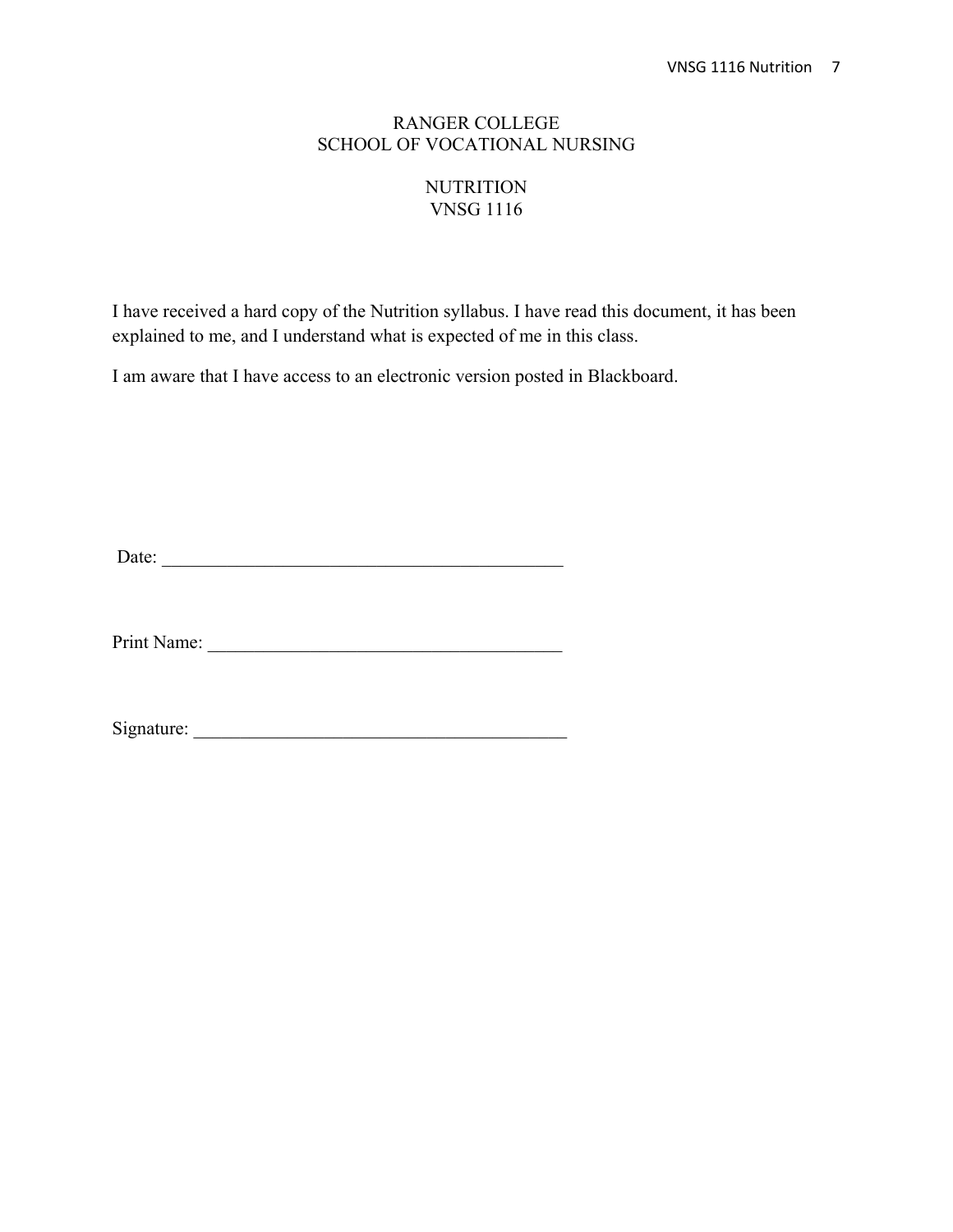# RANGER COLLEGE
## SCHOOL OF VOCATIONAL NURSING

## NUTRITION
## VNSG 1116

I have received a hard copy of the Nutrition syllabus. I have read this document, it has been explained to me, and I understand what is expected of me in this class.

I am aware that I have access to an electronic version posted in Blackboard.

Date: _____________________________________________

Print Name: _______________________________________

Signature: _________________________________________